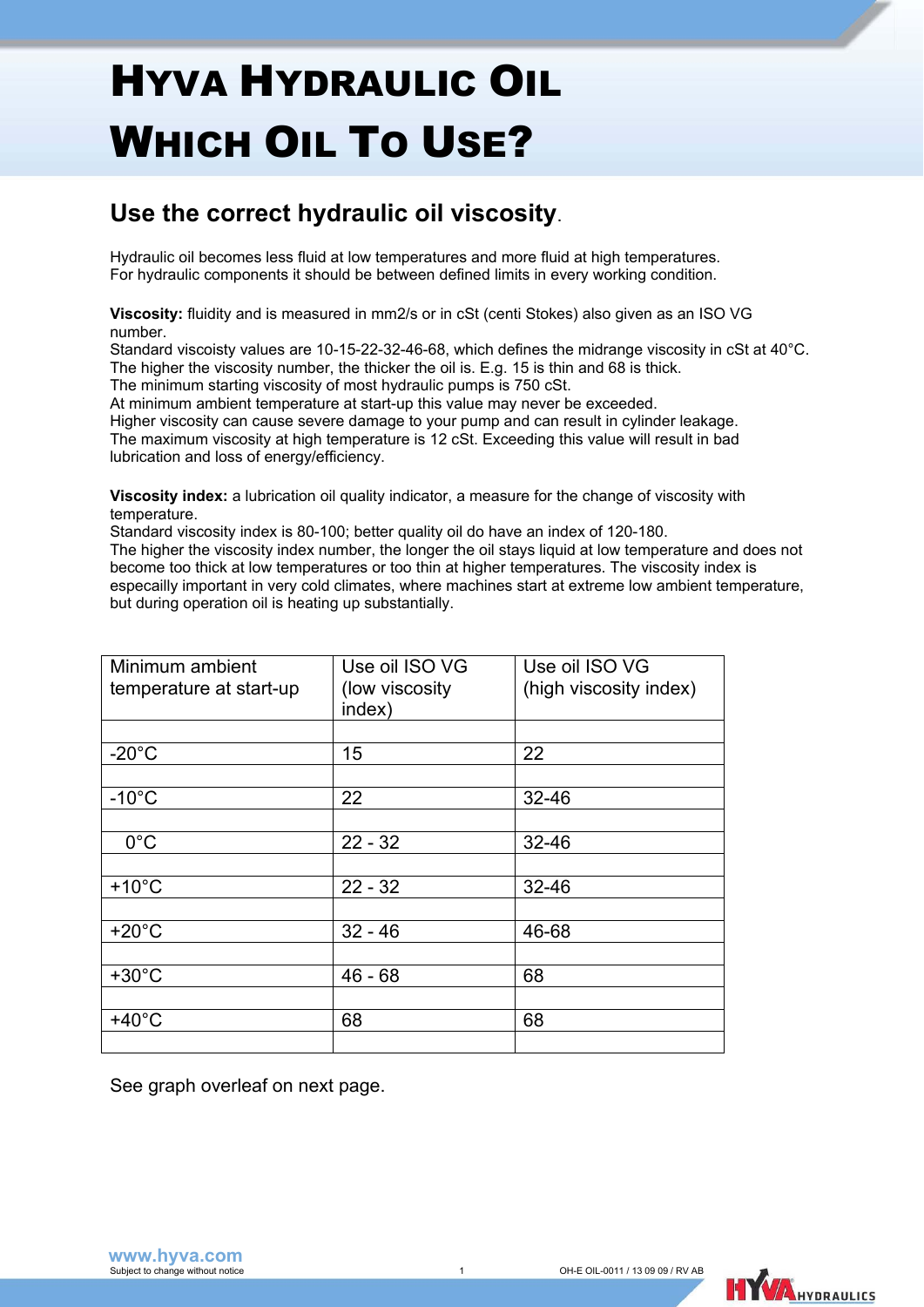# Hyva Hydraulic Oil
# Which Oil To Use?

## Use the correct hydraulic oil viscosity.

Hydraulic oil becomes less fluid at low temperatures and more fluid at high temperatures.
For hydraulic components it should be between defined limits in every working condition.

**Viscosity:** fluidity and is measured in mm2/s or in cSt (centi Stokes) also given as an ISO VG number.
Standard viscoisty values are 10-15-22-32-46-68, which defines the midrange viscosity in cSt at 40°C.
The higher the viscosity number, the thicker the oil is. E.g. 15 is thin and 68 is thick.
The minimum starting viscosity of most hydraulic pumps is 750 cSt.
At minimum ambient temperature at start-up this value may never be exceeded.
Higher viscosity can cause severe damage to your pump and can result in cylinder leakage.
The maximum viscosity at high temperature is 12 cSt. Exceeding this value will result in bad lubrication and loss of energy/efficiency.

**Viscosity index:** a lubrication oil quality indicator, a measure for the change of viscosity with temperature.
Standard viscosity index is 80-100; better quality oil do have an index of 120-180.
The higher the viscosity index number, the longer the oil stays liquid at low temperature and does not become too thick at low temperatures or too thin at higher temperatures. The viscosity index is especailly important in very cold climates, where machines start at extreme low ambient temperature, but during operation oil is heating up substantially.

| Minimum ambient temperature at start-up | Use oil ISO VG (low viscosity index) | Use oil ISO VG (high viscosity index) |
|---|---|---|
| -20°C | 15 | 22 |
| -10°C | 22 | 32-46 |
| 0°C | 22 - 32 | 32-46 |
| +10°C | 22 - 32 | 32-46 |
| +20°C | 32 - 46 | 46-68 |
| +30°C | 46 - 68 | 68 |
| +40°C | 68 | 68 |

See graph overleaf on next page.

www.hyva.com
Subject to change without notice

OH-E OIL-0011 / 13 09 09 / RV AB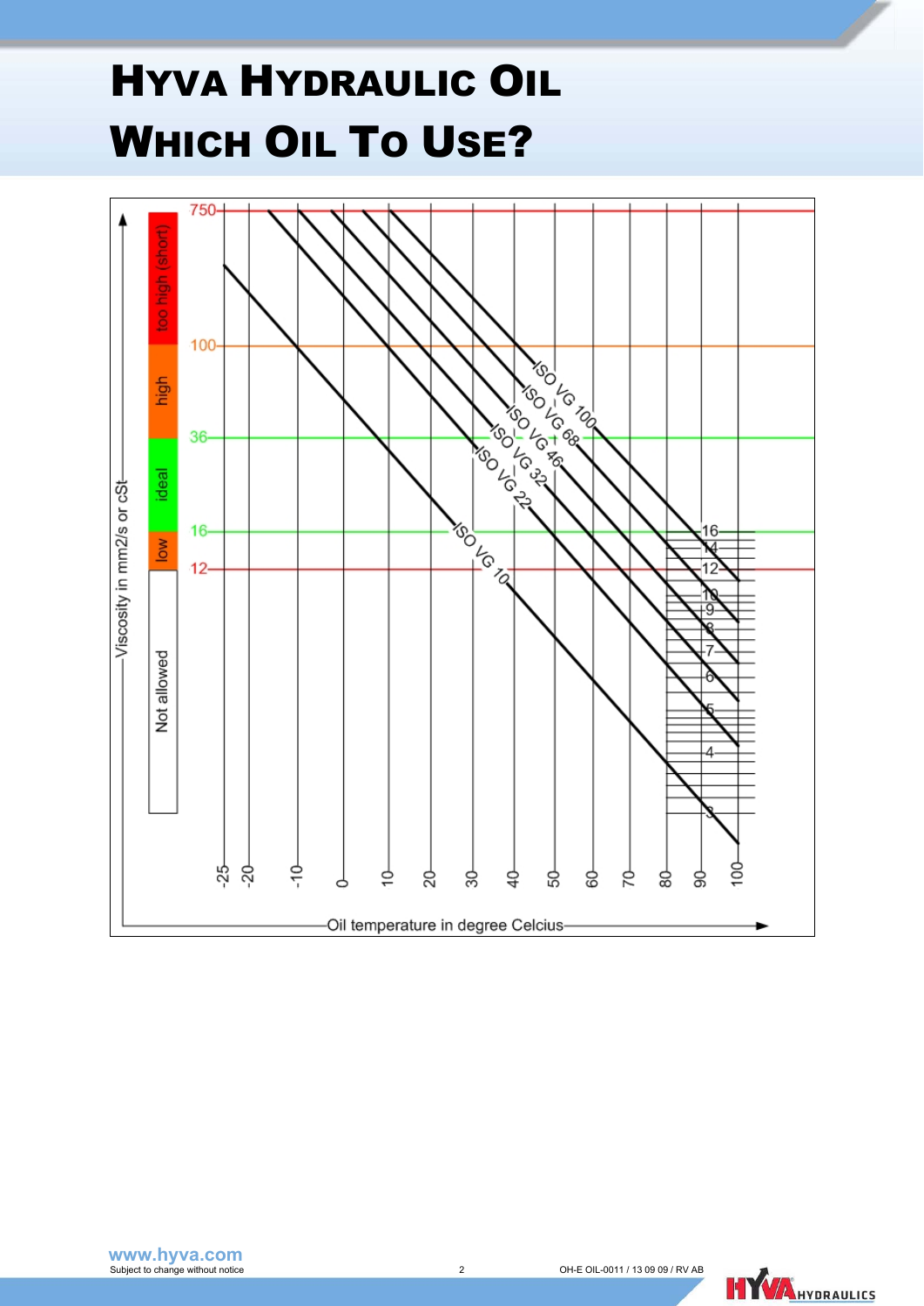# Hyva Hydraulic Oil
# Which Oil To Use?

Viscosity in mm2/s or cSt

750

100

36

16

12

too high (short)

high

ideal

low

Not allowed

ISO VG 100

ISO VG 68

ISO VG 46

ISO VG 32

ISO VG 22

ISO VG 10

16

14

12

10

9

8

7

6

5

4

3

-25 -20 -10 0 10 20 30 40 50 60 70 80 90 100

Oil temperature in degree Celcius

www.hyva.com

Subject to change without notice

OH-E OIL-0011 / 13 09 09 / RV AB